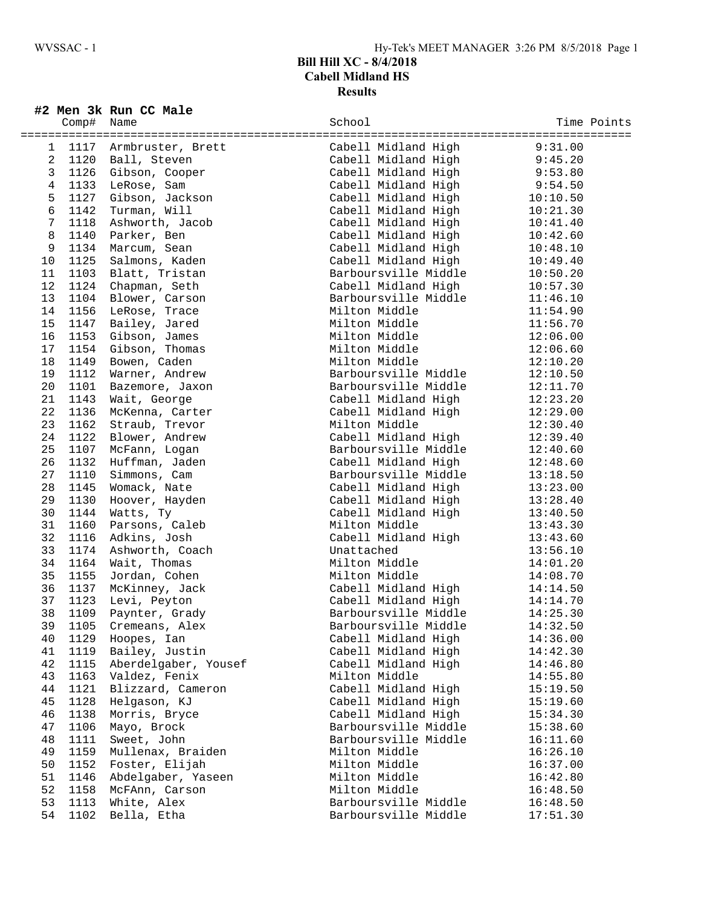# Bill Hill XC - 8/4/2018
## Cabell Midland HS
### Results

#### #2 Men 3k Run CC Male

| | Comp# | Name | School | Time | Points |
|---|---|---|---|---|---|
| 1 | 1117 | Armbruster, Brett | Cabell Midland High | 9:31.00 | |
| 2 | 1120 | Ball, Steven | Cabell Midland High | 9:45.20 | |
| 3 | 1126 | Gibson, Cooper | Cabell Midland High | 9:53.80 | |
| 4 | 1133 | LeRose, Sam | Cabell Midland High | 9:54.50 | |
| 5 | 1127 | Gibson, Jackson | Cabell Midland High | 10:10.50 | |
| 6 | 1142 | Turman, Will | Cabell Midland High | 10:21.30 | |
| 7 | 1118 | Ashworth, Jacob | Cabell Midland High | 10:41.40 | |
| 8 | 1140 | Parker, Ben | Cabell Midland High | 10:42.60 | |
| 9 | 1134 | Marcum, Sean | Cabell Midland High | 10:48.10 | |
| 10 | 1125 | Salmons, Kaden | Cabell Midland High | 10:49.40 | |
| 11 | 1103 | Blatt, Tristan | Barboursville Middle | 10:50.20 | |
| 12 | 1124 | Chapman, Seth | Cabell Midland High | 10:57.30 | |
| 13 | 1104 | Blower, Carson | Barboursville Middle | 11:46.10 | |
| 14 | 1156 | LeRose, Trace | Milton Middle | 11:54.90 | |
| 15 | 1147 | Bailey, Jared | Milton Middle | 11:56.70 | |
| 16 | 1153 | Gibson, James | Milton Middle | 12:06.00 | |
| 17 | 1154 | Gibson, Thomas | Milton Middle | 12:06.60 | |
| 18 | 1149 | Bowen, Caden | Milton Middle | 12:10.20 | |
| 19 | 1112 | Warner, Andrew | Barboursville Middle | 12:10.50 | |
| 20 | 1101 | Bazemore, Jaxon | Barboursville Middle | 12:11.70 | |
| 21 | 1143 | Wait, George | Cabell Midland High | 12:23.20 | |
| 22 | 1136 | McKenna, Carter | Cabell Midland High | 12:29.00 | |
| 23 | 1162 | Straub, Trevor | Milton Middle | 12:30.40 | |
| 24 | 1122 | Blower, Andrew | Cabell Midland High | 12:39.40 | |
| 25 | 1107 | McFann, Logan | Barboursville Middle | 12:40.60 | |
| 26 | 1132 | Huffman, Jaden | Cabell Midland High | 12:48.60 | |
| 27 | 1110 | Simmons, Cam | Barboursville Middle | 13:18.50 | |
| 28 | 1145 | Womack, Nate | Cabell Midland High | 13:23.00 | |
| 29 | 1130 | Hoover, Hayden | Cabell Midland High | 13:28.40 | |
| 30 | 1144 | Watts, Ty | Cabell Midland High | 13:40.50 | |
| 31 | 1160 | Parsons, Caleb | Milton Middle | 13:43.30 | |
| 32 | 1116 | Adkins, Josh | Cabell Midland High | 13:43.60 | |
| 33 | 1174 | Ashworth, Coach | Unattached | 13:56.10 | |
| 34 | 1164 | Wait, Thomas | Milton Middle | 14:01.20 | |
| 35 | 1155 | Jordan, Cohen | Milton Middle | 14:08.70 | |
| 36 | 1137 | McKinney, Jack | Cabell Midland High | 14:14.50 | |
| 37 | 1123 | Levi, Peyton | Cabell Midland High | 14:14.70 | |
| 38 | 1109 | Paynter, Grady | Barboursville Middle | 14:25.30 | |
| 39 | 1105 | Cremeans, Alex | Barboursville Middle | 14:32.50 | |
| 40 | 1129 | Hoopes, Ian | Cabell Midland High | 14:36.00 | |
| 41 | 1119 | Bailey, Justin | Cabell Midland High | 14:42.30 | |
| 42 | 1115 | Aberdelgaber, Yousef | Cabell Midland High | 14:46.80 | |
| 43 | 1163 | Valdez, Fenix | Milton Middle | 14:55.80 | |
| 44 | 1121 | Blizzard, Cameron | Cabell Midland High | 15:19.50 | |
| 45 | 1128 | Helgason, KJ | Cabell Midland High | 15:19.60 | |
| 46 | 1138 | Morris, Bryce | Cabell Midland High | 15:34.30 | |
| 47 | 1106 | Mayo, Brock | Barboursville Middle | 15:38.60 | |
| 48 | 1111 | Sweet, John | Barboursville Middle | 16:11.60 | |
| 49 | 1159 | Mullenax, Braiden | Milton Middle | 16:26.10 | |
| 50 | 1152 | Foster, Elijah | Milton Middle | 16:37.00 | |
| 51 | 1146 | Abdelgaber, Yaseen | Milton Middle | 16:42.80 | |
| 52 | 1158 | McFAnn, Carson | Milton Middle | 16:48.50 | |
| 53 | 1113 | White, Alex | Barboursville Middle | 16:48.50 | |
| 54 | 1102 | Bella, Etha | Barboursville Middle | 17:51.30 | |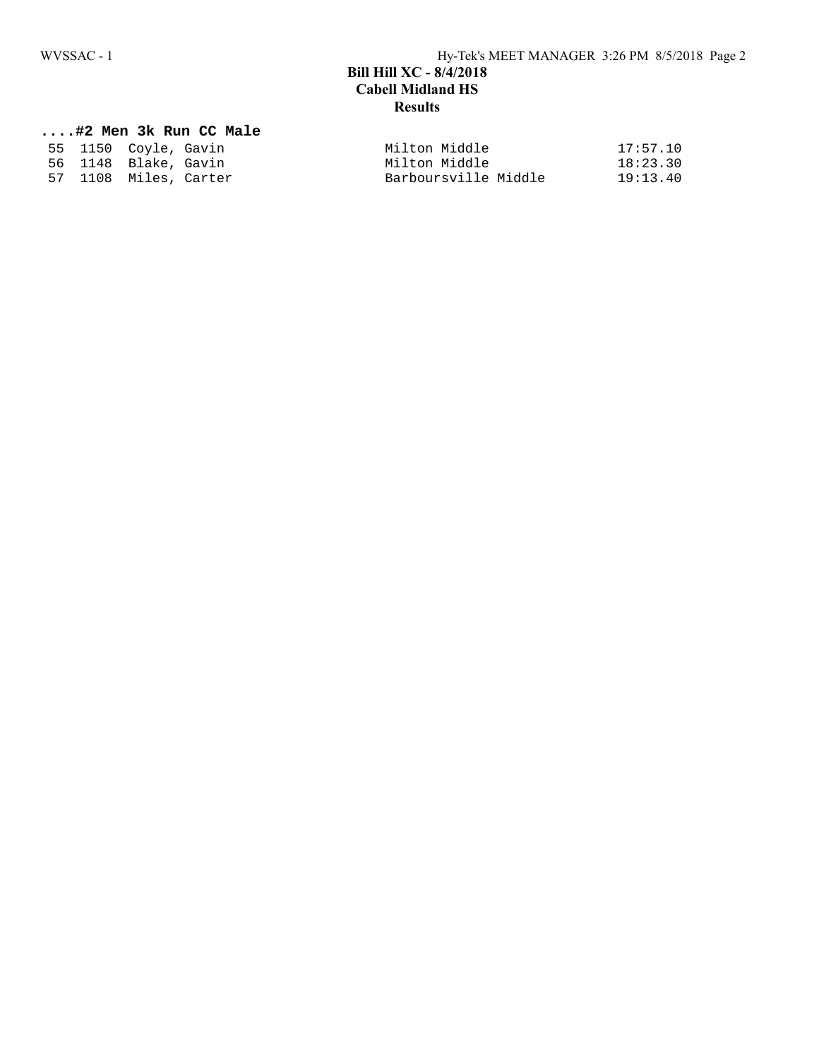## Bill Hill XC - 8/4/2018
## Cabell Midland HS
## Results

**....#2 Men 3k Run CC Male**

| | | | | |
|---|---|---|---|---|
| 55 | 1150 | Coyle, Gavin | Milton Middle | 17:57.10 |
| 56 | 1148 | Blake, Gavin | Milton Middle | 18:23.30 |
| 57 | 1108 | Miles, Carter | Barboursville Middle | 19:13.40 |